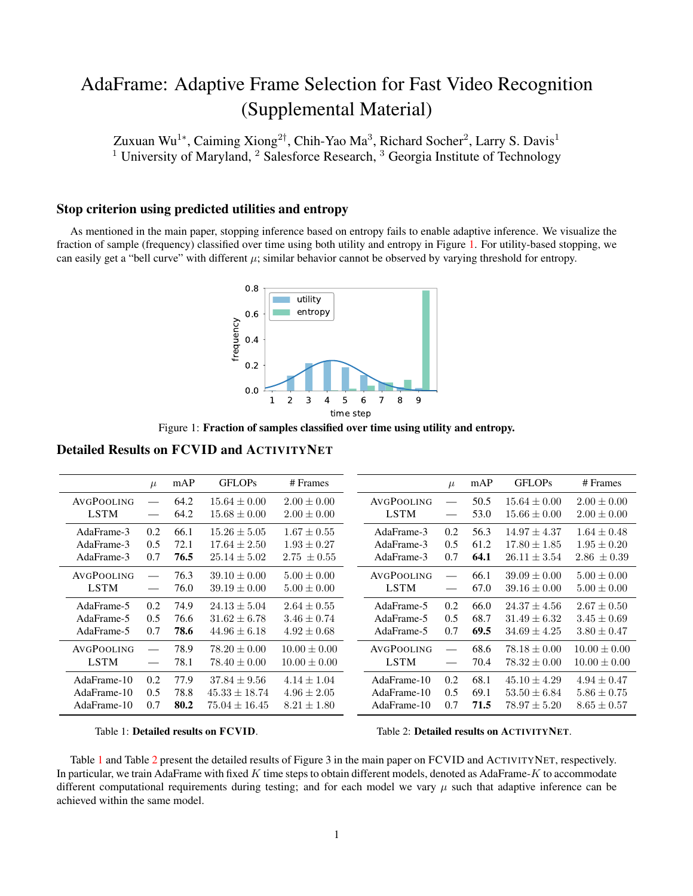# AdaFrame: Adaptive Frame Selection for Fast Video Recognition (Supplemental Material)

Zuxuan Wu[1*], Caiming Xiong[2†], Chih-Yao Ma[3], Richard Socher[2], Larry S. Davis[1]

[1] University of Maryland, [2] Salesforce Research, [3] Georgia Institute of Technology

## Stop criterion using predicted utilities and entropy

As mentioned in the main paper, stopping inference based on entropy fails to enable adaptive inference. We visualize the fraction of sample (frequency) classified over time using both utility and entropy in Figure 1. For utility-based stopping, we can easily get a "bell curve" with different $\mu$; similar behavior cannot be observed by varying threshold for entropy.

Figure 1: **Fraction of samples classified over time using utility and entropy.**

## Detailed Results on FCVID and ActivityNet

|  | $\mu$ | mAP | GFLOPs | # Frames |
|---|---|---|---|---|
| AvgPooling | — | 64.2 | $15.64 \pm 0.00$ | $2.00 \pm 0.00$ |
| LSTM | — | 64.2 | $15.68 \pm 0.00$ | $2.00 \pm 0.00$ |
| AdaFrame-3 | 0.2 | 66.1 | $15.26 \pm 5.05$ | $1.67 \pm 0.55$ |
| AdaFrame-3 | 0.5 | 72.1 | $17.64 \pm 2.50$ | $1.93 \pm 0.27$ |
| AdaFrame-3 | 0.7 | **76.5** | $25.14 \pm 5.02$ | $2.75 \pm 0.55$ |
| AvgPooling | — | 76.3 | $39.10 \pm 0.00$ | $5.00 \pm 0.00$ |
| LSTM | — | 76.0 | $39.19 \pm 0.00$ | $5.00 \pm 0.00$ |
| AdaFrame-5 | 0.2 | 74.9 | $24.13 \pm 5.04$ | $2.64 \pm 0.55$ |
| AdaFrame-5 | 0.5 | 76.6 | $31.62 \pm 6.78$ | $3.46 \pm 0.74$ |
| AdaFrame-5 | 0.7 | **78.6** | $44.96 \pm 6.18$ | $4.92 \pm 0.68$ |
| AvgPooling | — | 78.9 | $78.20 \pm 0.00$ | $10.00 \pm 0.00$ |
| LSTM | — | 78.1 | $78.40 \pm 0.00$ | $10.00 \pm 0.00$ |
| AdaFrame-10 | 0.2 | 77.9 | $37.84 \pm 9.56$ | $4.14 \pm 1.04$ |
| AdaFrame-10 | 0.5 | 78.8 | $45.33 \pm 18.74$ | $4.96 \pm 2.05$ |
| AdaFrame-10 | 0.7 | **80.2** | $75.04 \pm 16.45$ | $8.21 \pm 1.80$ |

Table 1: **Detailed results on FCVID**.

|  | $\mu$ | mAP | GFLOPs | # Frames |
|---|---|---|---|---|
| AvgPooling | — | 50.5 | $15.64 \pm 0.00$ | $2.00 \pm 0.00$ |
| LSTM | — | 53.0 | $15.66 \pm 0.00$ | $2.00 \pm 0.00$ |
| AdaFrame-3 | 0.2 | 56.3 | $14.97 \pm 4.37$ | $1.64 \pm 0.48$ |
| AdaFrame-3 | 0.5 | 61.2 | $17.80 \pm 1.85$ | $1.95 \pm 0.20$ |
| AdaFrame-3 | 0.7 | **64.1** | $26.11 \pm 3.54$ | $2.86 \pm 0.39$ |
| AvgPooling | — | 66.1 | $39.09 \pm 0.00$ | $5.00 \pm 0.00$ |
| LSTM | — | 67.0 | $39.16 \pm 0.00$ | $5.00 \pm 0.00$ |
| AdaFrame-5 | 0.2 | 66.0 | $24.37 \pm 4.56$ | $2.67 \pm 0.50$ |
| AdaFrame-5 | 0.5 | 68.7 | $31.49 \pm 6.32$ | $3.45 \pm 0.69$ |
| AdaFrame-5 | 0.7 | **69.5** | $34.69 \pm 4.25$ | $3.80 \pm 0.47$ |
| AvgPooling | — | 68.6 | $78.18 \pm 0.00$ | $10.00 \pm 0.00$ |
| LSTM | — | 70.4 | $78.32 \pm 0.00$ | $10.00 \pm 0.00$ |
| AdaFrame-10 | 0.2 | 68.1 | $45.10 \pm 4.29$ | $4.94 \pm 0.47$ |
| AdaFrame-10 | 0.5 | 69.1 | $53.50 \pm 6.84$ | $5.86 \pm 0.75$ |
| AdaFrame-10 | 0.7 | **71.5** | $78.97 \pm 5.20$ | $8.65 \pm 0.57$ |

Table 2: **Detailed results on ActivityNet**.

Table 1 and Table 2 present the detailed results of Figure 3 in the main paper on FCVID and ActivityNet, respectively. In particular, we train AdaFrame with fixed $K$ time steps to obtain different models, denoted as AdaFrame-$K$ to accommodate different computational requirements during testing; and for each model we vary $\mu$ such that adaptive inference can be achieved within the same model.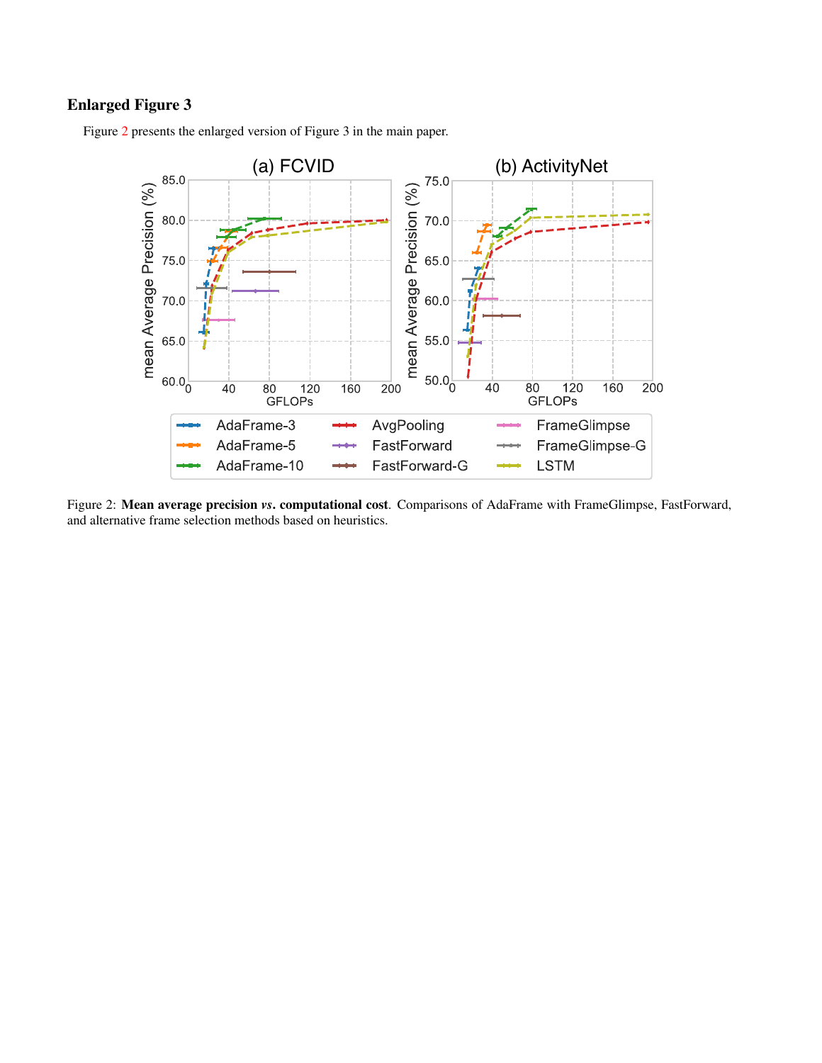### Enlarged Figure 3

Figure 2 presents the enlarged version of Figure 3 in the main paper.

(a) FCVID

mean Average Precision (%)

85.0
80.0
75.0
70.0
65.0
60.0

0 40 80 120 160 200

GFLOPs

(b) ActivityNet

mean Average Precision (%)

75.0
70.0
65.0
60.0
55.0
50.0

0 40 80 120 160 200

GFLOPs

AdaFrame-3
AdaFrame-5
AdaFrame-10
AvgPooling
FastForward
FastForward-G
FrameGlimpse
FrameGlimpse-G
LSTM

Figure 2: **Mean average precision *vs*. computational cost**. Comparisons of AdaFrame with FrameGlimpse, FastForward, and alternative frame selection methods based on heuristics.